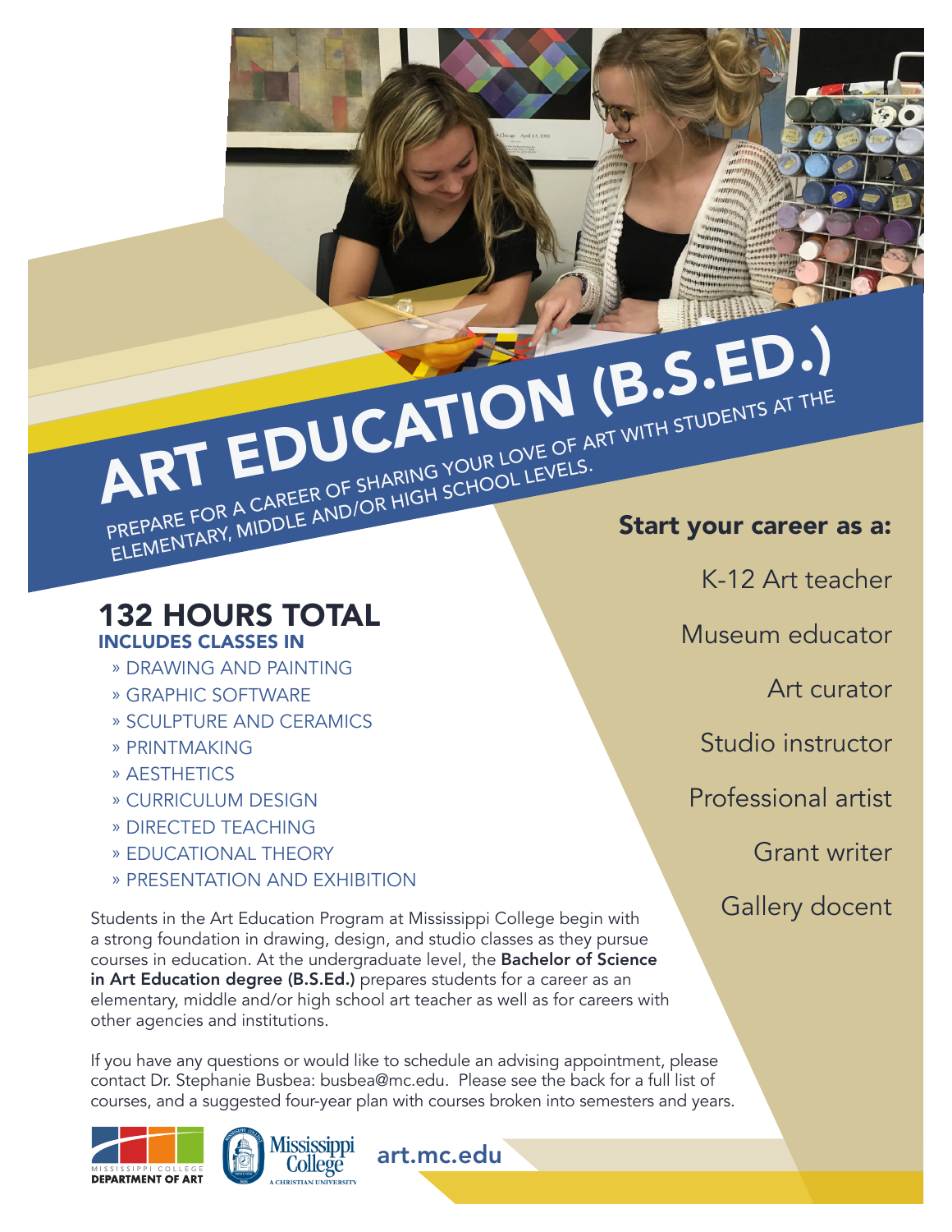# ART EDUCATION (B.S.ED.)

PREPARE FOR A CAREER OF SHARING YOUR LOVE OF ART WITH STUDENTS AT THE ELEMENTARY, MIDDLE AND/OR HIGH SCHOOL LEVELS.

## 132 HOURS TOTAL

### INCLUDES CLASSES IN

- DRAWING AND PAINTING
- GRAPHIC SOFTWARE
- SCULPTURE AND CERAMICS
- PRINTMAKING
- AESTHETICS
- CURRICULUM DESIGN
- DIRECTED TEACHING
- EDUCATIONAL THEORY
- PRESENTATION AND EXHIBITION

## Start your career as a:

- K-12 Art teacher
- Museum educator
- Art curator
- Studio instructor
- Professional artist
- Grant writer
- Gallery docent

Students in the Art Education Program at Mississippi College begin with a strong foundation in drawing, design, and studio classes as they pursue courses in education. At the undergraduate level, the **Bachelor of Science in Art Education degree (B.S.Ed.)** prepares students for a career as an elementary, middle and/or high school art teacher as well as for careers with other agencies and institutions.

If you have any questions or would like to schedule an advising appointment, please contact Dr. Stephanie Busbea: busbea@mc.edu. Please see the back for a full list of courses, and a suggested four-year plan with courses broken into semesters and years.

MISSISSIPPI COLLEGE DEPARTMENT OF ART

Mississippi College A CHRISTIAN UNIVERSITY

art.mc.edu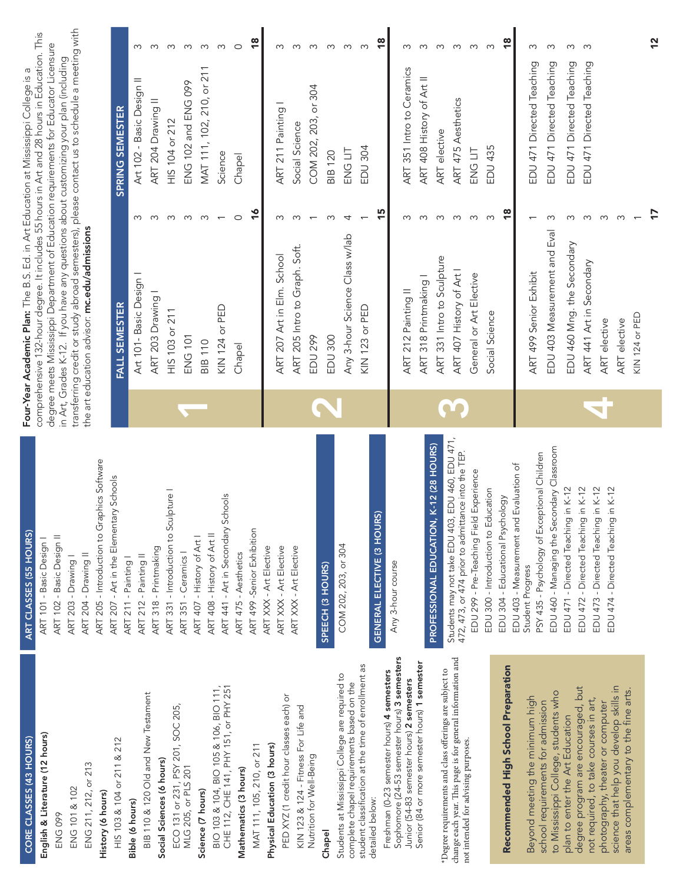## CORE CLASSES (43 HOURS)

**English & Literature (12 hours)**

- ENG 099
- ENG 101 & 102
- ENG 211, 212, or 213

**History (6 hours)**

- HIS 103 & 104 or 211 & 212

**Bible (6 hours)**

- BIB 110 & 120 Old and New Testament

**Social Sciences (6 hours)**

- ECO 131 or 231, PSY 201, SOC 205, MLG 205, or PLS 201

**Science (7 hours)**

- BIO 103 & 104, BIO 105 & 106, BIO 111, CHE 112, CHE 141, PHY 151, or PHY 251

**Mathematics (3 hours)**

- MAT 111, 105, 210, or 211

**Physical Education (3 hours)**

- PED XYZ (1 credit hour classes each) or
- KIN 123 & 124 - Fitness For Life and Nutrition for Well-Being

**Chapel**

Students at Mississippi College are required to complete chapel requirements based on the student classification at the time of enrollment as detailed below:

- Freshman (0-23 semester hours) **4 semesters**
- Sophomore (24-53 semester hours) **3 semesters**
- Junior (54-83 semester hours) **2 semesters**
- Senior (84 or more semester hours) **1 semester**

*Degree requirements and class offerings are subject to change each year. This page is for general information and not intended for advising purposes.

## Recommended High School Preparation

Beyond meeting the minimum high school requirements for admission to Mississippi College, students who plan to enter the Art Education degree program are encouraged, but not required, to take courses in art, photography, theater or computer science that help you develop skills in areas complementary to the fine arts.

## ART CLASSES (55 HOURS)

- ART 101 - Basic Design I
- ART 102 - Basic Design II
- ART 203 - Drawing I
- ART 204 - Drawing II
- ART 205 - Introduction to Graphics Software
- ART 207 - Art in the Elementary Schools
- ART 211 - Painting I
- ART 212 - Painting II
- ART 318 - Printmaking
- ART 331 - Introduction to Sculpture I
- ART 351 - Ceramics I
- ART 407 - History of Art I
- ART 408 - History of Art II
- ART 441 - Art in Secondary Schools
- ART 475 - Aesthetics
- ART 499 -Senior Exhibition
- ART XXX - Art Elective
- ART XXX - Art Elective
- ART XXX - Art Elective

## SPEECH (3 HOURS)

- COM 202, 203, or 304

## GENERAL ELECTIVE (3 HOURS)

- Any 3-hour course

## PROFESSIONAL EDUCATION, K-12 (28 HOURS)

Students may not take EDU 403, EDU 460, EDU 471, 472, 473, or 474 prior to admittance into the TEP.

- EDU 299 - Pre-Teaching Field Experience
- EDU 300 - Introduction to Education
- EDU 304 - Educational Psychology
- EDU 403 - Measurement and Evaluation of Student Progress
- PSY 435 - Psychology of Exceptional Children
- EDU 460 - Managing the Secondary Classroom
- EDU 471 - Directed Teaching in K-12
- EDU 472 - Directed Teaching in K-12
- EDU 473 - Directed Teaching in K-12
- EDU 474 - Directed Teaching in K-12

**Four-Year Academic Plan:** The B.S. Ed. in Art Education at Mississippi College is a comprehensive 132-hour degree. It includes 55 hours in Art and 28 hours in Education. This degree meets Mississippi Department of Education requirements for Educator Licensure in Art, Grades K-12. If you have any questions about customizing your plan (including transferring credit or study abroad semesters), please contact us to schedule a meeting with the art education advisor: **mc.edu/admissions**

| Year | FALL SEMESTER | | SPRING SEMESTER | |
|---|---|---|---|---|
| 1 | Art 101- Basic Design I | 3 | Art 102 - Basic Design II | 3 |
| | ART 203 Drawing I | 3 | ART 204 Drawing II | 3 |
| | HIS 103 or 211 | 3 | HIS 104 or 212 | 3 |
| | ENG 101 | 3 | ENG 102 and ENG 099 | 3 |
| | BIB 110 | 3 | MAT 111, 102, 210, or 211 | 3 |
| | KIN 124 or PED | 1 | Science | 3 |
| | Chapel | 0 | Chapel | 0 |
| | | **16** | | **18** |
| 2 | ART 207 Art in Elm. School | 3 | ART 211 Painting I | 3 |
| | ART 205 Intro to Graph. Soft. | 3 | Social Science | 3 |
| | EDU 299 | 1 | COM 202, 203, or 304 | 3 |
| | EDU 300 | 3 | BIB 120 | 3 |
| | Any 3-hour Science Class w/lab | 4 | ENG LIT | 3 |
| | KIN 123 or PED | 1 | EDU 304 | 3 |
| | | **15** | | **18** |
| 3 | ART 212 Painting II | 3 | ART 351 Intro to Ceramics | 3 |
| | ART 318 Printmaking I | 3 | ART 408 History of Art II | 3 |
| | ART 331 Intro to Sculpture | 3 | ART elective | 3 |
| | ART 407 History of Art I | 3 | ART 475 Aesthetics | 3 |
| | General or Art Elective | 3 | ENG LIT | 3 |
| | Social Science | 3 | EDU 435 | 3 |
| | | **18** | | **18** |
| 4 | ART 499 Senior Exhibit | 1 | EDU 471 Directed Teaching | 3 |
| | EDU 403 Measurement and Eval | 3 | EDU 471 Directed Teaching | 3 |
| | EDU 460 Mng. the Secondary | 3 | EDU 471 Directed Teaching | 3 |
| | ART 441 Art in Secondary | 3 | EDU 471 Directed Teaching | 3 |
| | ART elective | 3 | | |
| | ART elective | 3 | | |
| | KIN 124 or PED | 1 | | |
| | | **17** | | **12** |